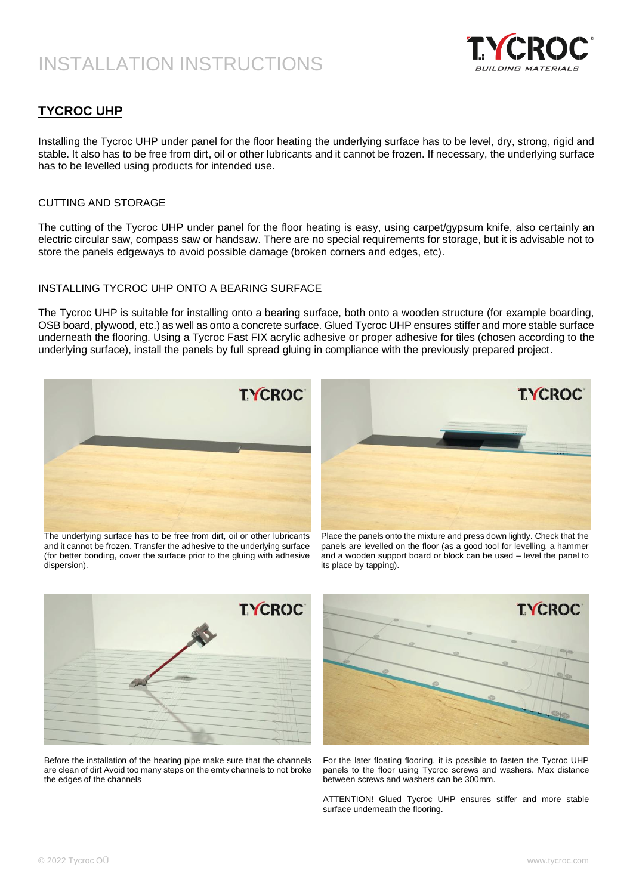# INSTALLATION INSTRUCTIONS

## TYCROC UHP

Installing the Tycroc UHP under panel for the floor heating the underlying surface has to be level, dry, strong, rigid and stable. It also has to be free from dirt, oil or other lubricants and it cannot be frozen. If necessary, the underlying surface has to be levelled using products for intended use.

### CUTTING AND STORAGE

The cutting of the Tycroc UHP under panel for the floor heating is easy, using carpet/gypsum knife, also certainly an electric circular saw, compass saw or handsaw. There are no special requirements for storage, but it is advisable not to store the panels edgeways to avoid possible damage (broken corners and edges, etc).

### INSTALLING TYCROC UHP ONTO A BEARING SURFACE

The Tycroc UHP is suitable for installing onto a bearing surface, both onto a wooden structure (for example boarding, OSB board, plywood, etc.) as well as onto a concrete surface. Glued Tycroc UHP ensures stiffer and more stable surface underneath the flooring. Using a Tycroc Fast FIX acrylic adhesive or proper adhesive for tiles (chosen according to the underlying surface), install the panels by full spread gluing in compliance with the previously prepared project.

The underlying surface has to be free from dirt, oil or other lubricants and it cannot be frozen. Transfer the adhesive to the underlying surface (for better bonding, cover the surface prior to the gluing with adhesive dispersion).

Place the panels onto the mixture and press down lightly. Check that the panels are levelled on the floor (as a good tool for levelling, a hammer and a wooden support board or block can be used – level the panel to its place by tapping).

Before the installation of the heating pipe make sure that the channels are clean of dirt Avoid too many steps on the emty channels to not broke the edges of the channels

For the later floating flooring, it is possible to fasten the Tycroc UHP panels to the floor using Tycroc screws and washers. Max distance between screws and washers can be 300mm.

ATTENTION! Glued Tycroc UHP ensures stiffer and more stable surface underneath the flooring.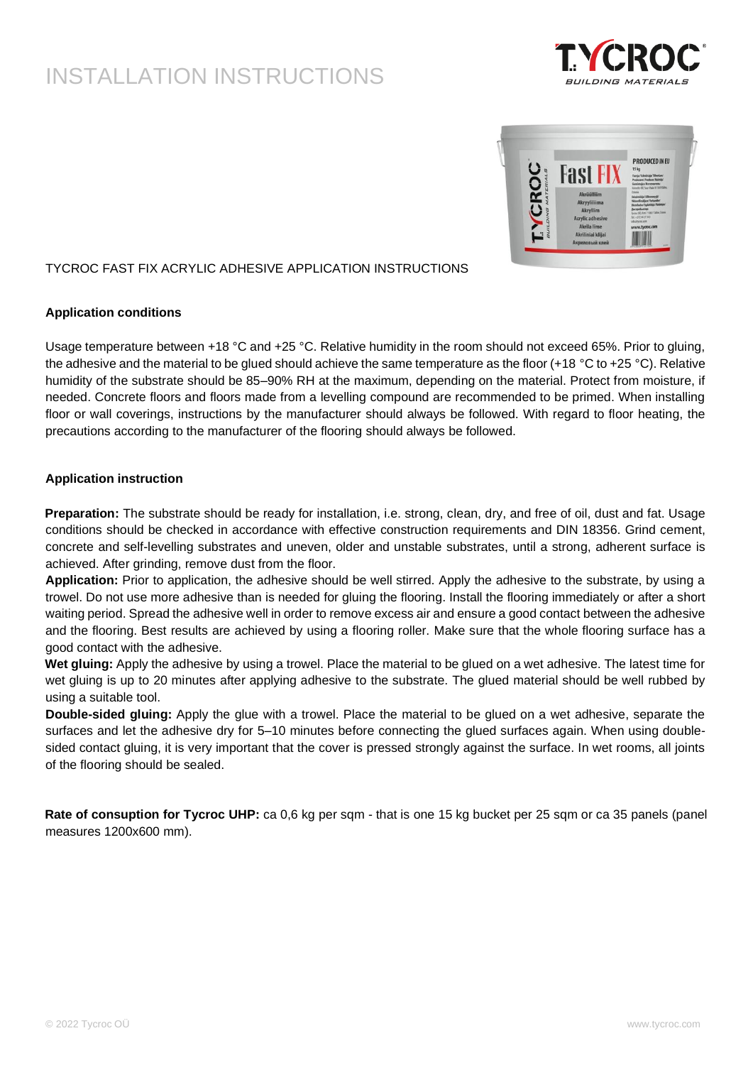# INSTALLATION INSTRUCTIONS

TYCROC FAST FIX ACRYLIC ADHESIVE APPLICATION INSTRUCTIONS

### Application conditions

Usage temperature between +18 °C and +25 °C. Relative humidity in the room should not exceed 65%. Prior to gluing, the adhesive and the material to be glued should achieve the same temperature as the floor (+18 °C to +25 °C). Relative humidity of the substrate should be 85–90% RH at the maximum, depending on the material. Protect from moisture, if needed. Concrete floors and floors made from a levelling compound are recommended to be primed. When installing floor or wall coverings, instructions by the manufacturer should always be followed. With regard to floor heating, the precautions according to the manufacturer of the flooring should always be followed.

### Application instruction

**Preparation:** The substrate should be ready for installation, i.e. strong, clean, dry, and free of oil, dust and fat. Usage conditions should be checked in accordance with effective construction requirements and DIN 18356. Grind cement, concrete and self-levelling substrates and uneven, older and unstable substrates, until a strong, adherent surface is achieved. After grinding, remove dust from the floor.

**Application:** Prior to application, the adhesive should be well stirred. Apply the adhesive to the substrate, by using a trowel. Do not use more adhesive than is needed for gluing the flooring. Install the flooring immediately or after a short waiting period. Spread the adhesive well in order to remove excess air and ensure a good contact between the adhesive and the flooring. Best results are achieved by using a flooring roller. Make sure that the whole flooring surface has a good contact with the adhesive.

**Wet gluing:** Apply the adhesive by using a trowel. Place the material to be glued on a wet adhesive. The latest time for wet gluing is up to 20 minutes after applying adhesive to the substrate. The glued material should be well rubbed by using a suitable tool.

**Double-sided gluing:** Apply the glue with a trowel. Place the material to be glued on a wet adhesive, separate the surfaces and let the adhesive dry for 5–10 minutes before connecting the glued surfaces again. When using double-sided contact gluing, it is very important that the cover is pressed strongly against the surface. In wet rooms, all joints of the flooring should be sealed.

**Rate of consuption for Tycroc UHP:** ca 0,6 kg per sqm - that is one 15 kg bucket per 25 sqm or ca 35 panels (panel measures 1200x600 mm).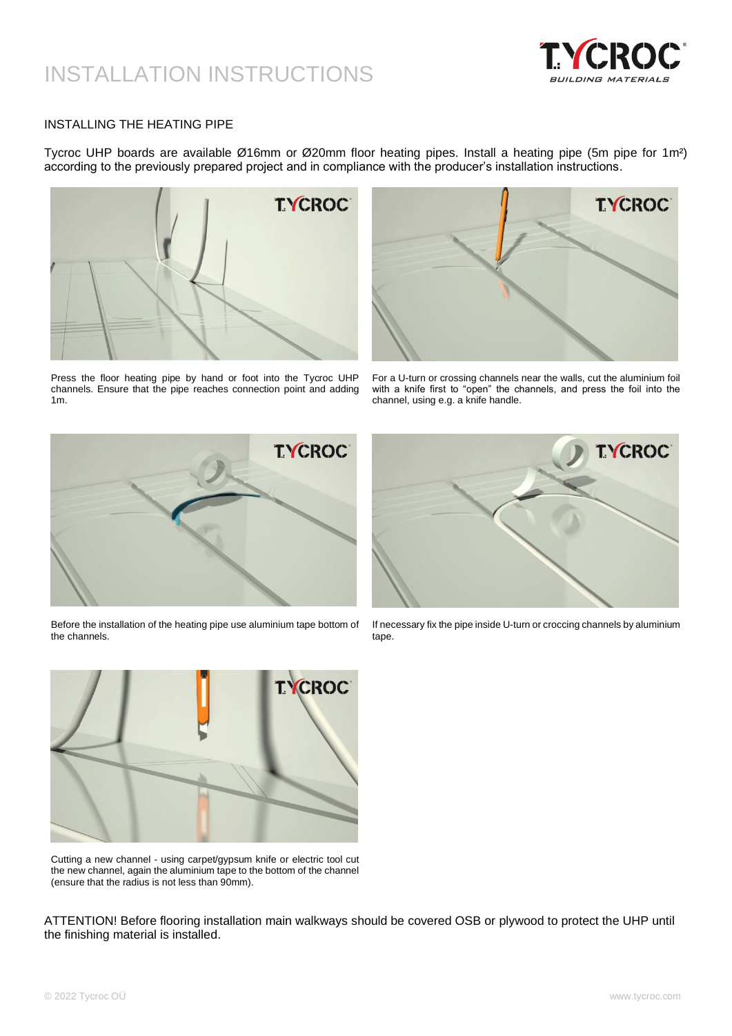# INSTALLATION INSTRUCTIONS

## INSTALLING THE HEATING PIPE

Tycroc UHP boards are available Ø16mm or Ø20mm floor heating pipes. Install a heating pipe (5m pipe for 1m²) according to the previously prepared project and in compliance with the producer's installation instructions.

Press the floor heating pipe by hand or foot into the Tycroc UHP channels. Ensure that the pipe reaches connection point and adding 1m.

For a U-turn or crossing channels near the walls, cut the aluminium foil with a knife first to "open" the channels, and press the foil into the channel, using e.g. a knife handle.

Before the installation of the heating pipe use aluminium tape bottom of the channels.

If necessary fix the pipe inside U-turn or croccing channels by aluminium tape.

Cutting a new channel - using carpet/gypsum knife or electric tool cut the new channel, again the aluminium tape to the bottom of the channel (ensure that the radius is not less than 90mm).

ATTENTION! Before flooring installation main walkways should be covered OSB or plywood to protect the UHP until the finishing material is installed.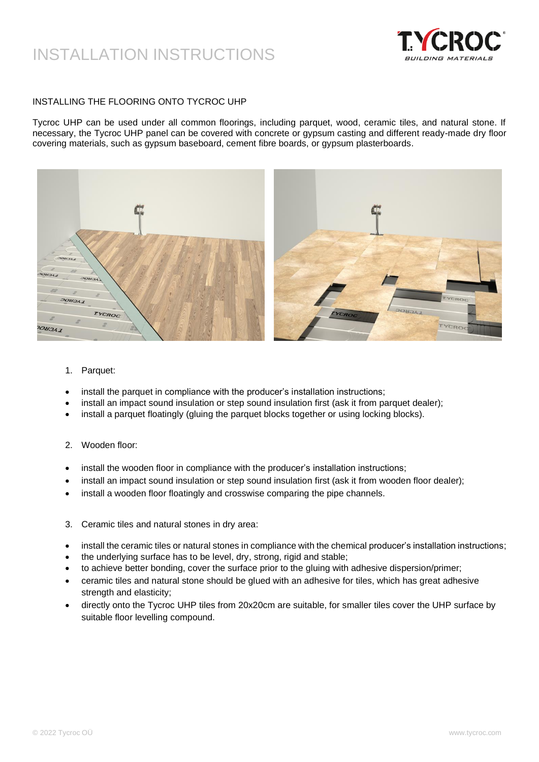# INSTALLATION INSTRUCTIONS

## INSTALLING THE FLOORING ONTO TYCROC UHP

Tycroc UHP can be used under all common floorings, including parquet, wood, ceramic tiles, and natural stone. If necessary, the Tycroc UHP panel can be covered with concrete or gypsum casting and different ready-made dry floor covering materials, such as gypsum baseboard, cement fibre boards, or gypsum plasterboards.

1. Parquet:

- install the parquet in compliance with the producer's installation instructions;
- install an impact sound insulation or step sound insulation first (ask it from parquet dealer);
- install a parquet floatingly (gluing the parquet blocks together or using locking blocks).

2. Wooden floor:

- install the wooden floor in compliance with the producer's installation instructions;
- install an impact sound insulation or step sound insulation first (ask it from wooden floor dealer);
- install a wooden floor floatingly and crosswise comparing the pipe channels.

3. Ceramic tiles and natural stones in dry area:

- install the ceramic tiles or natural stones in compliance with the chemical producer's installation instructions;
- the underlying surface has to be level, dry, strong, rigid and stable;
- to achieve better bonding, cover the surface prior to the gluing with adhesive dispersion/primer;
- ceramic tiles and natural stone should be glued with an adhesive for tiles, which has great adhesive strength and elasticity;
- directly onto the Tycroc UHP tiles from 20x20cm are suitable, for smaller tiles cover the UHP surface by suitable floor levelling compound.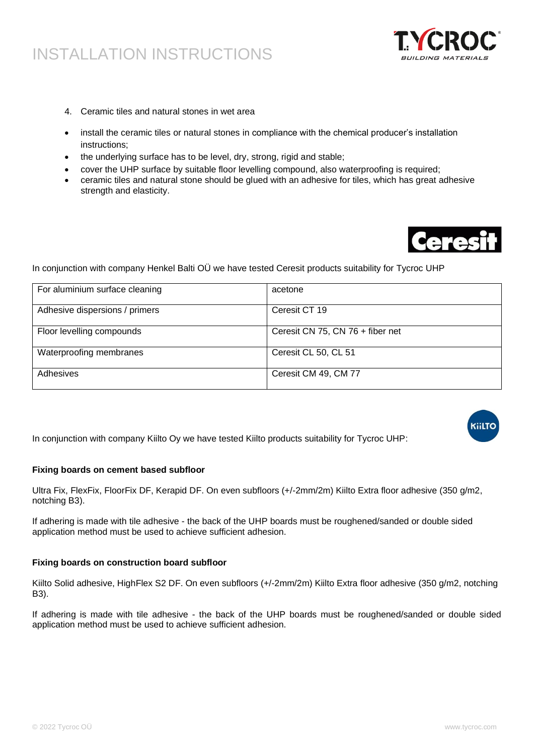4. Ceramic tiles and natural stones in wet area

- install the ceramic tiles or natural stones in compliance with the chemical producer's installation instructions;
- the underlying surface has to be level, dry, strong, rigid and stable;
- cover the UHP surface by suitable floor levelling compound, also waterproofing is required;
- ceramic tiles and natural stone should be glued with an adhesive for tiles, which has great adhesive strength and elasticity.

In conjunction with company Henkel Balti OÜ we have tested Ceresit products suitability for Tycroc UHP

| | |
|---|---|
| For aluminium surface cleaning | acetone |
| Adhesive dispersions / primers | Ceresit CT 19 |
| Floor levelling compounds | Ceresit CN 75, CN 76 + fiber net |
| Waterproofing membranes | Ceresit CL 50, CL 51 |
| Adhesives | Ceresit CM 49, CM 77 |

In conjunction with company Kiilto Oy we have tested Kiilto products suitability for Tycroc UHP:

**Fixing boards on cement based subfloor**

Ultra Fix, FlexFix, FloorFix DF, Kerapid DF. On even subfloors (+/-2mm/2m) Kiilto Extra floor adhesive (350 g/m2, notching B3).

If adhering is made with tile adhesive - the back of the UHP boards must be roughened/sanded or double sided application method must be used to achieve sufficient adhesion.

**Fixing boards on construction board subfloor**

Kiilto Solid adhesive, HighFlex S2 DF. On even subfloors (+/-2mm/2m) Kiilto Extra floor adhesive (350 g/m2, notching B3).

If adhering is made with tile adhesive - the back of the UHP boards must be roughened/sanded or double sided application method must be used to achieve sufficient adhesion.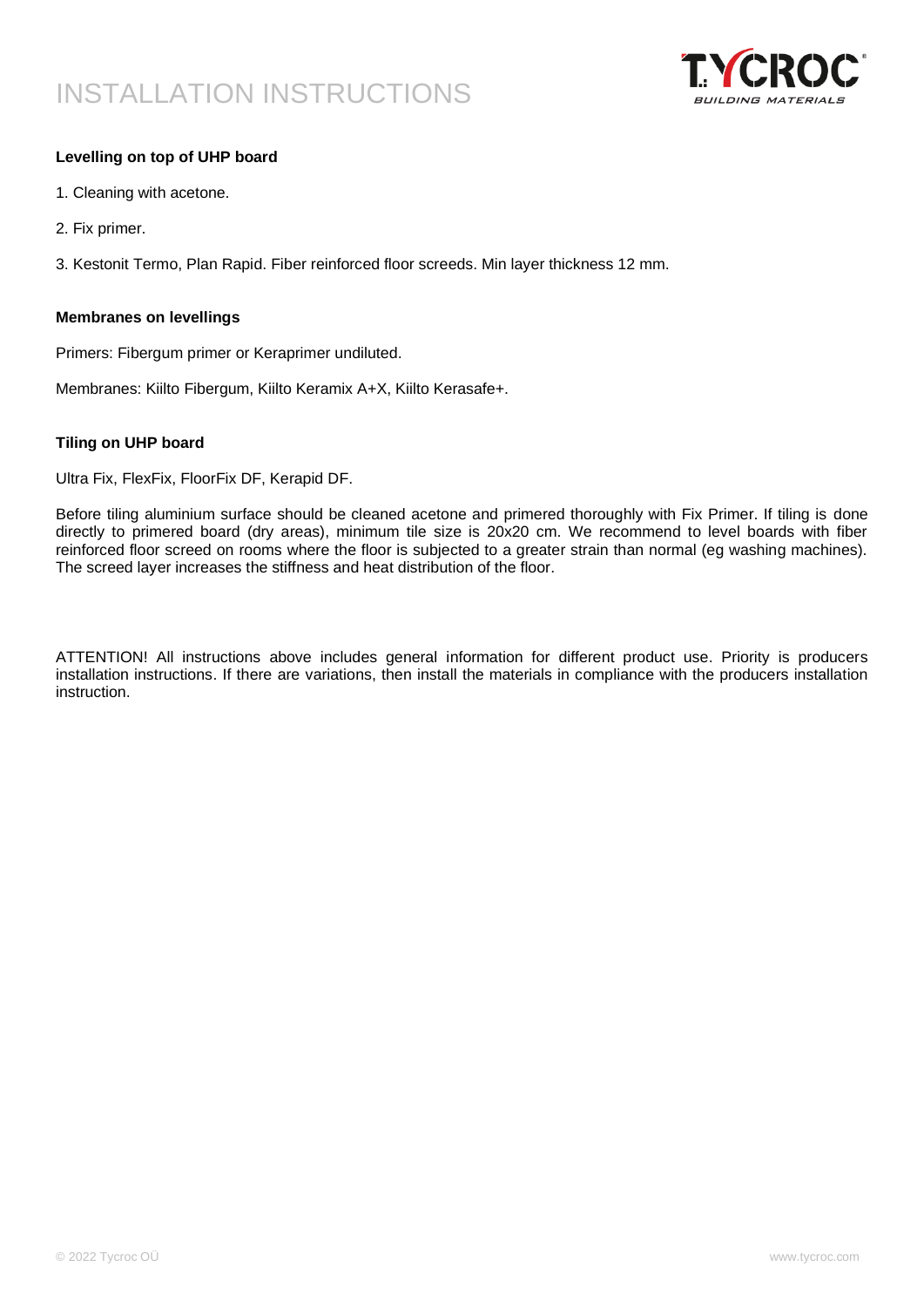# INSTALLATION INSTRUCTIONS

**Levelling on top of UHP board**

1. Cleaning with acetone.
2. Fix primer.
3. Kestonit Termo, Plan Rapid. Fiber reinforced floor screeds. Min layer thickness 12 mm.

**Membranes on levellings**

Primers: Fibergum primer or Keraprimer undiluted.

Membranes: Kiilto Fibergum, Kiilto Keramix A+X, Kiilto Kerasafe+.

**Tiling on UHP board**

Ultra Fix, FlexFix, FloorFix DF, Kerapid DF.

Before tiling aluminium surface should be cleaned acetone and primered thoroughly with Fix Primer. If tiling is done directly to primered board (dry areas), minimum tile size is 20x20 cm. We recommend to level boards with fiber reinforced floor screed on rooms where the floor is subjected to a greater strain than normal (eg washing machines). The screed layer increases the stiffness and heat distribution of the floor.

ATTENTION! All instructions above includes general information for different product use. Priority is producers installation instructions. If there are variations, then install the materials in compliance with the producers installation instruction.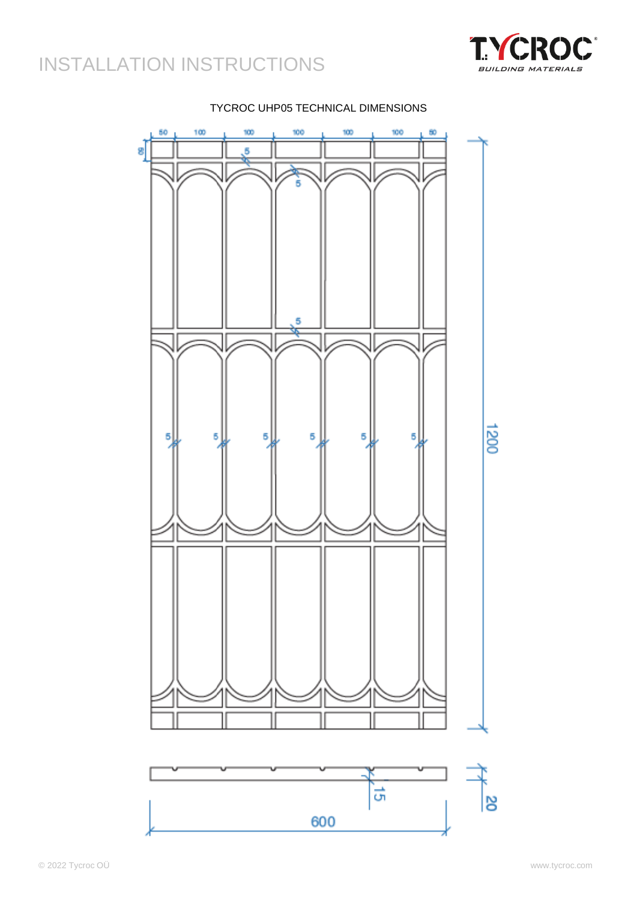# INSTALLATION INSTRUCTIONS

TYCROC UHP05 TECHNICAL DIMENSIONS

50 100 100 100 100 100 50

50

5

5

5

5 5 5 5 5 5

1200

15

20

600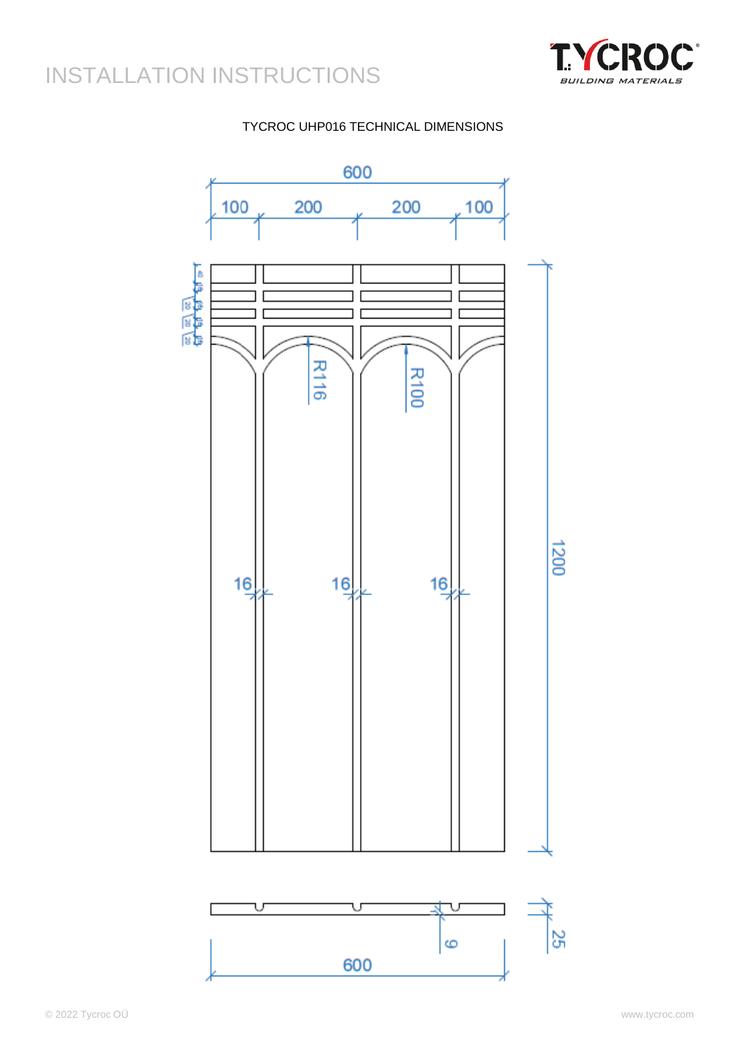# INSTALLATION INSTRUCTIONS

TYCROC UHP016 TECHNICAL DIMENSIONS

600

100 200 200 100

R116

R100

16 16 16

1200

9

25

600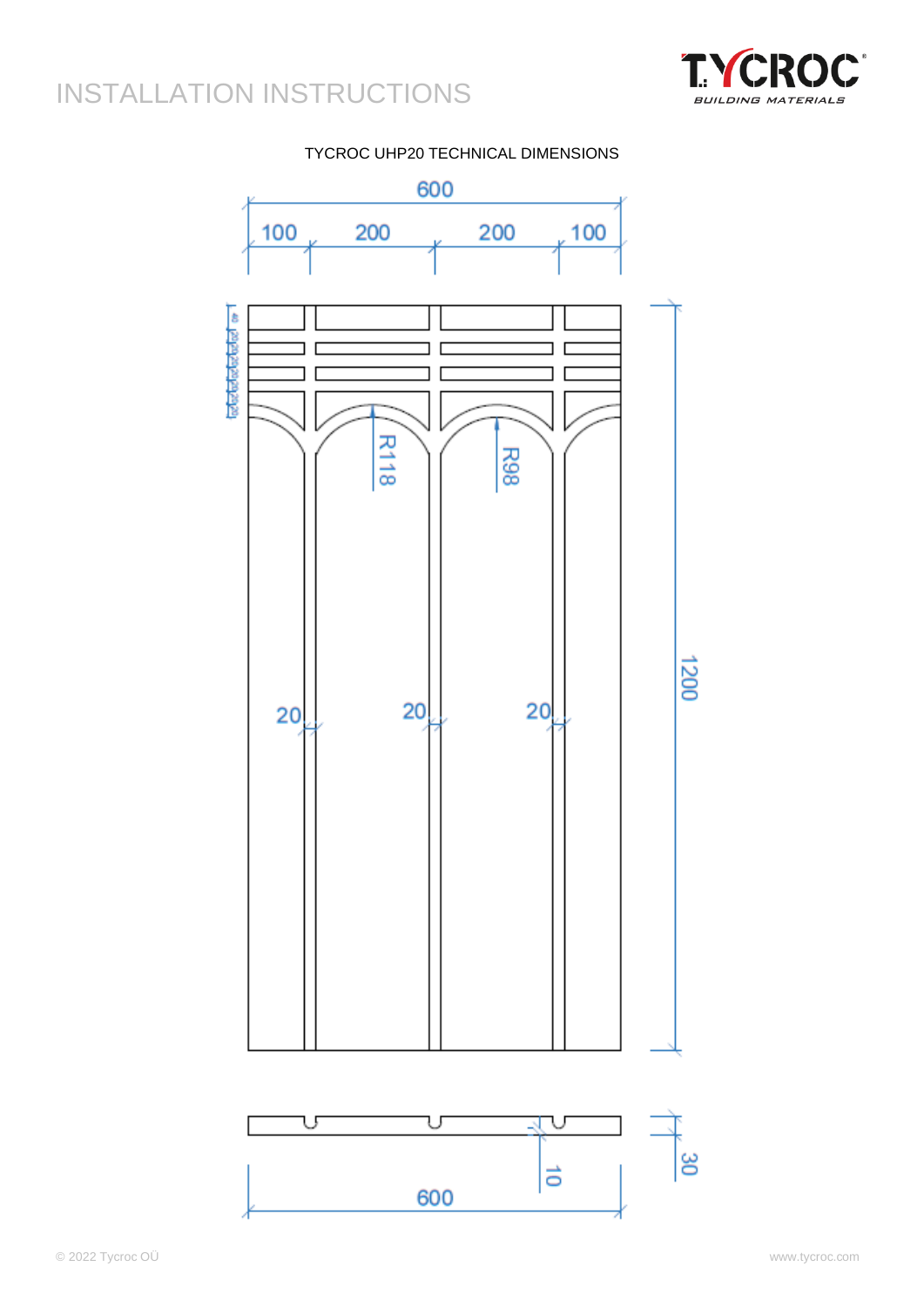# INSTALLATION INSTRUCTIONS

TYCROC UHP20 TECHNICAL DIMENSIONS

600

100
200
200
100

40
20
20
25
20
25
20
25
20

R118
R98

20
20
20

1200

10
30
600